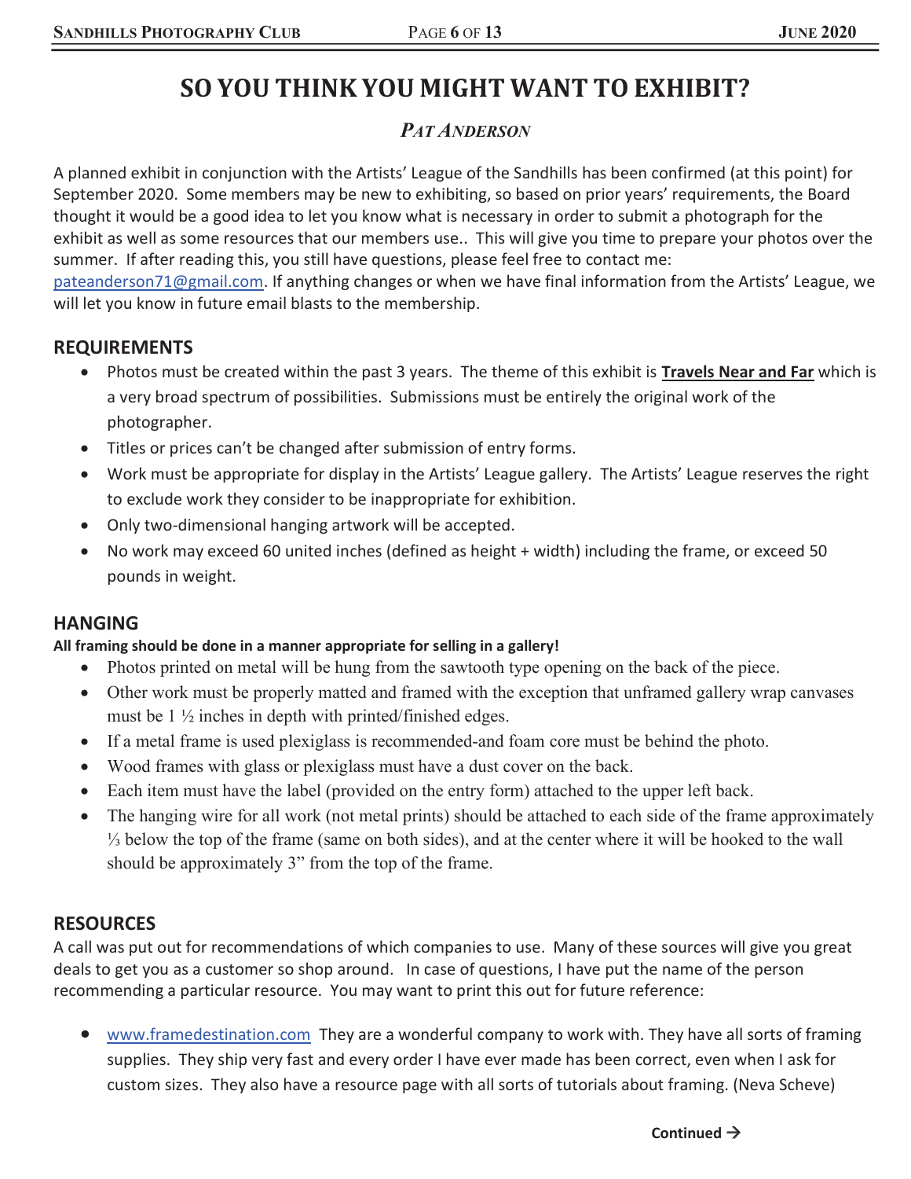# SO YOU THINK YOU MIGHT WANT TO EXHIBIT?

### *PAT ANDERSON*

A planned exhibit in conjunction with the Artists' League of the Sandhills has been confirmed (at this point) for September 2020. Some members may be new to exhibiting, so based on prior years' requirements, the Board thought it would be a good idea to let you know what is necessary in order to submit a photograph for the exhibit as well as some resources that our members use.. This will give you time to prepare your photos over the summer. If after reading this, you still have questions, please feel free to contact me: pateanderson71@gmail.com. If anything changes or when we have final information from the Artists' League, we will let you know in future email blasts to the membership.

## REQUIREMENTS

- Photos must be created within the past 3 years. The theme of this exhibit is **Travels Near and Far** which is a very broad spectrum of possibilities. Submissions must be entirely the original work of the photographer.
- Titles or prices can't be changed after submission of entry forms.
- Work must be appropriate for display in the Artists' League gallery. The Artists' League reserves the right to exclude work they consider to be inappropriate for exhibition.
- Only two-dimensional hanging artwork will be accepted.
- No work may exceed 60 united inches (defined as height + width) including the frame, or exceed 50 pounds in weight.

## HANGING

**All framing should be done in a manner appropriate for selling in a gallery!**

- Photos printed on metal will be hung from the sawtooth type opening on the back of the piece.
- Other work must be properly matted and framed with the exception that unframed gallery wrap canvases must be 1 ½ inches in depth with printed/finished edges.
- If a metal frame is used plexiglass is recommended-and foam core must be behind the photo.
- Wood frames with glass or plexiglass must have a dust cover on the back.
- Each item must have the label (provided on the entry form) attached to the upper left back.
- The hanging wire for all work (not metal prints) should be attached to each side of the frame approximately ⅓ below the top of the frame (same on both sides), and at the center where it will be hooked to the wall should be approximately 3" from the top of the frame.

## RESOURCES

A call was put out for recommendations of which companies to use. Many of these sources will give you great deals to get you as a customer so shop around. In case of questions, I have put the name of the person recommending a particular resource. You may want to print this out for future reference:

- www.framedestination.com They are a wonderful company to work with. They have all sorts of framing supplies. They ship very fast and every order I have ever made has been correct, even when I ask for custom sizes. They also have a resource page with all sorts of tutorials about framing. (Neva Scheve)

**Continued →**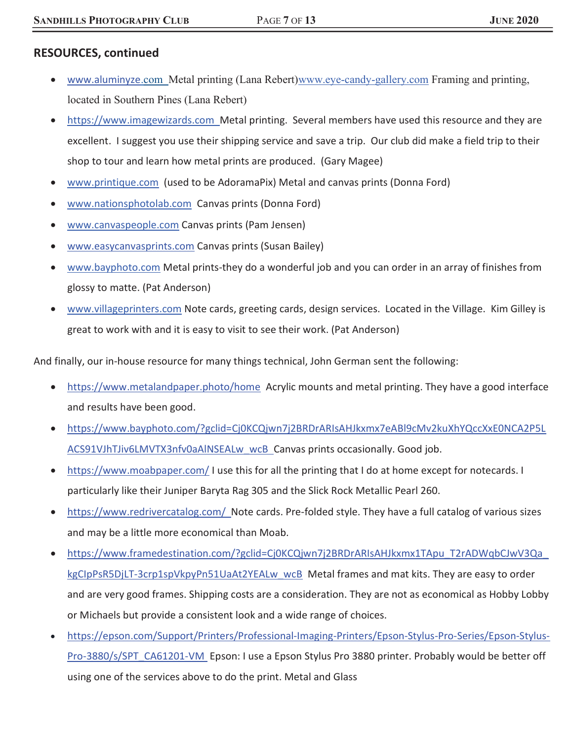## RESOURCES, continued

- www.aluminyze.com Metal printing (Lana Rebert)www.eye-candy-gallery.com Framing and printing, located in Southern Pines (Lana Rebert)
- https://www.imagewizards.com Metal printing. Several members have used this resource and they are excellent. I suggest you use their shipping service and save a trip. Our club did make a field trip to their shop to tour and learn how metal prints are produced. (Gary Magee)
- www.printique.com (used to be AdoramaPix) Metal and canvas prints (Donna Ford)
- www.nationsphotolab.com Canvas prints (Donna Ford)
- www.canvaspeople.com Canvas prints (Pam Jensen)
- www.easycanvasprints.com Canvas prints (Susan Bailey)
- www.bayphoto.com Metal prints-they do a wonderful job and you can order in an array of finishes from glossy to matte. (Pat Anderson)
- www.villageprinters.com Note cards, greeting cards, design services. Located in the Village. Kim Gilley is great to work with and it is easy to visit to see their work. (Pat Anderson)

And finally, our in-house resource for many things technical, John German sent the following:

- https://www.metalandpaper.photo/home Acrylic mounts and metal printing. They have a good interface and results have been good.
- https://www.bayphoto.com/?gclid=Cj0KCQjwn7j2BRDrARIsAHJkxmx7eABl9cMv2kuXhYQccXxE0NCA2P5LACS91VJhTJiv6LMVTX3nfv0aAlNSEALw_wcB Canvas prints occasionally. Good job.
- https://www.moabpaper.com/ I use this for all the printing that I do at home except for notecards. I particularly like their Juniper Baryta Rag 305 and the Slick Rock Metallic Pearl 260.
- https://www.redrivercatalog.com/ Note cards. Pre-folded style. They have a full catalog of various sizes and may be a little more economical than Moab.
- https://www.framedestination.com/?gclid=Cj0KCQjwn7j2BRDrARIsAHJkxmx1TApu_T2rADWqbCJwV3Qa_kgCIpPsR5DjLT-3crp1spVkpyPn51UaAt2YEALw_wcB Metal frames and mat kits. They are easy to order and are very good frames. Shipping costs are a consideration. They are not as economical as Hobby Lobby or Michaels but provide a consistent look and a wide range of choices.
- https://epson.com/Support/Printers/Professional-Imaging-Printers/Epson-Stylus-Pro-Series/Epson-Stylus-Pro-3880/s/SPT_CA61201-VM Epson: I use a Epson Stylus Pro 3880 printer. Probably would be better off using one of the services above to do the print. Metal and Glass